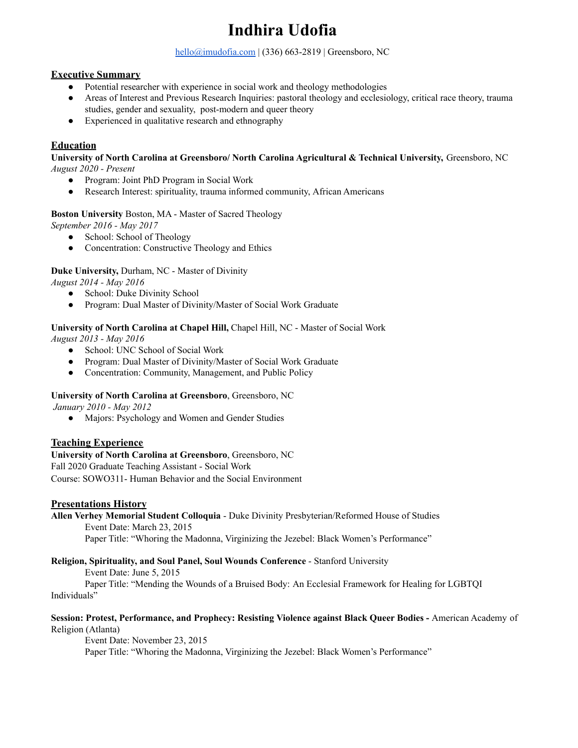# Indhira Udofia

hello@imudofia.com | (336) 663-2819 | Greensboro, NC

## Executive Summary

- Potential researcher with experience in social work and theology methodologies
- Areas of Interest and Previous Research Inquiries: pastoral theology and ecclesiology, critical race theory, trauma studies, gender and sexuality, post-modern and queer theory
- Experienced in qualitative research and ethnography

## Education

**University of North Carolina at Greensboro/ North Carolina Agricultural & Technical University,** Greensboro, NC
*August 2020 - Present*

- Program: Joint PhD Program in Social Work
- Research Interest: spirituality, trauma informed community, African Americans

**Boston University** Boston, MA - Master of Sacred Theology
*September 2016 - May 2017*

- School: School of Theology
- Concentration: Constructive Theology and Ethics

**Duke University,** Durham, NC - Master of Divinity
*August 2014 - May 2016*

- School: Duke Divinity School
- Program: Dual Master of Divinity/Master of Social Work Graduate

**University of North Carolina at Chapel Hill,** Chapel Hill, NC - Master of Social Work
*August 2013 - May 2016*

- School: UNC School of Social Work
- Program: Dual Master of Divinity/Master of Social Work Graduate
- Concentration: Community, Management, and Public Policy

**University of North Carolina at Greensboro**, Greensboro, NC
*January 2010 - May 2012*

- Majors: Psychology and Women and Gender Studies

## Teaching Experience

**University of North Carolina at Greensboro**, Greensboro, NC
Fall 2020 Graduate Teaching Assistant - Social Work
Course: SOWO311- Human Behavior and the Social Environment

## Presentations History

**Allen Verhey Memorial Student Colloquia** - Duke Divinity Presbyterian/Reformed House of Studies
Event Date: March 23, 2015
Paper Title: "Whoring the Madonna, Virginizing the Jezebel: Black Women's Performance"

**Religion, Spirituality, and Soul Panel, Soul Wounds Conference** - Stanford University
Event Date: June 5, 2015
Paper Title: "Mending the Wounds of a Bruised Body: An Ecclesial Framework for Healing for LGBTQI Individuals"

**Session: Protest, Performance, and Prophecy: Resisting Violence against Black Queer Bodies -** American Academy of Religion (Atlanta)
Event Date: November 23, 2015
Paper Title: "Whoring the Madonna, Virginizing the Jezebel: Black Women's Performance"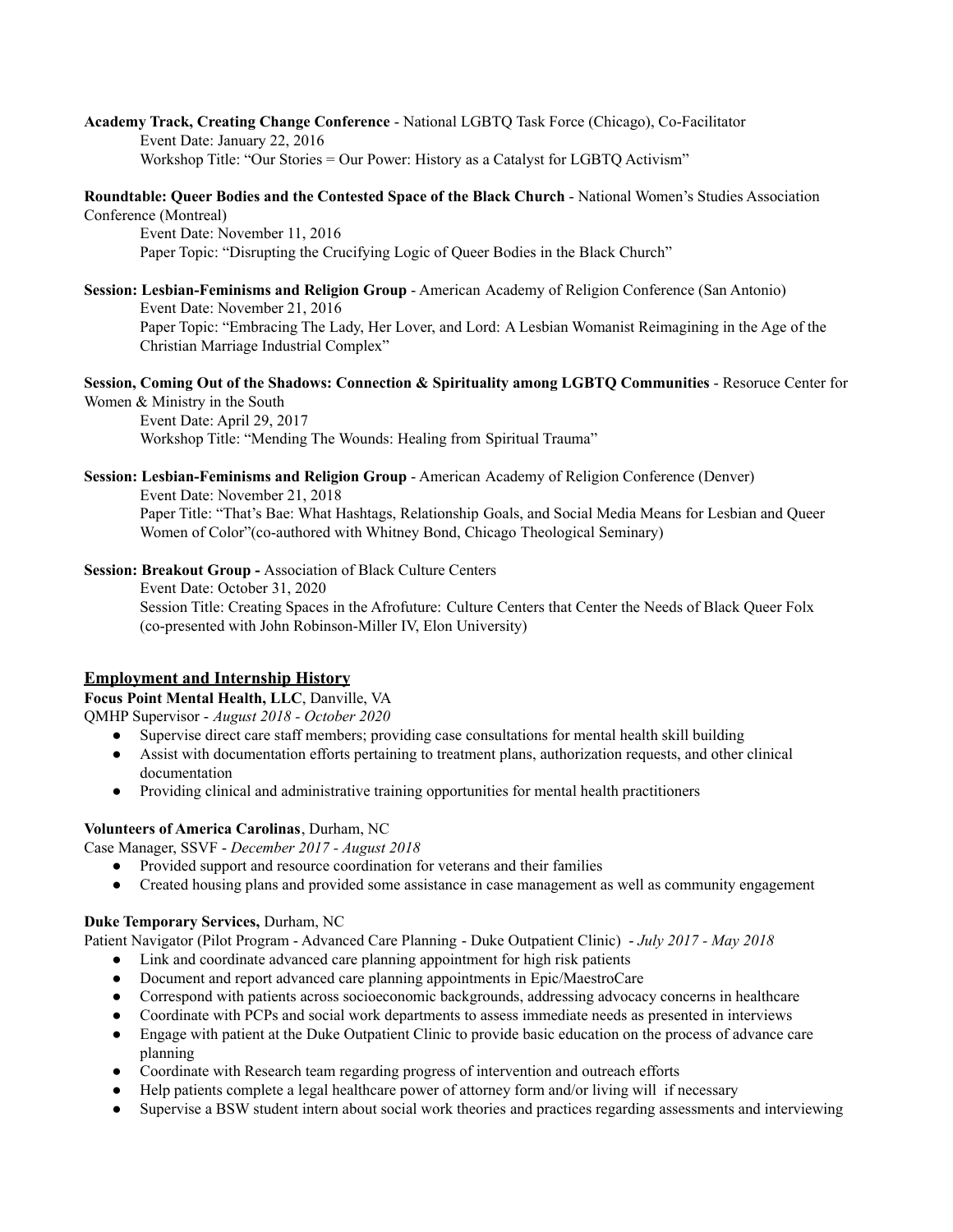**Academy Track, Creating Change Conference** - National LGBTQ Task Force (Chicago), Co-Facilitator

Event Date: January 22, 2016

Workshop Title: "Our Stories = Our Power: History as a Catalyst for LGBTQ Activism"

**Roundtable: Queer Bodies and the Contested Space of the Black Church** - National Women's Studies Association Conference (Montreal)

Event Date: November 11, 2016

Paper Topic: "Disrupting the Crucifying Logic of Queer Bodies in the Black Church"

**Session: Lesbian-Feminisms and Religion Group** - American Academy of Religion Conference (San Antonio)

Event Date: November 21, 2016

Paper Topic: "Embracing The Lady, Her Lover, and Lord: A Lesbian Womanist Reimagining in the Age of the Christian Marriage Industrial Complex"

**Session, Coming Out of the Shadows: Connection & Spirituality among LGBTQ Communities** - Resoruce Center for Women & Ministry in the South

Event Date: April 29, 2017

Workshop Title: "Mending The Wounds: Healing from Spiritual Trauma"

**Session: Lesbian-Feminisms and Religion Group** - American Academy of Religion Conference (Denver)

Event Date: November 21, 2018

Paper Title: "That's Bae: What Hashtags, Relationship Goals, and Social Media Means for Lesbian and Queer Women of Color"(co-authored with Whitney Bond, Chicago Theological Seminary)

**Session: Breakout Group -** Association of Black Culture Centers

Event Date: October 31, 2020

Session Title: Creating Spaces in the Afrofuture: Culture Centers that Center the Needs of Black Queer Folx (co-presented with John Robinson-Miller IV, Elon University)

## Employment and Internship History

**Focus Point Mental Health, LLC**, Danville, VA

QMHP Supervisor - *August 2018 - October 2020*

- Supervise direct care staff members; providing case consultations for mental health skill building
- Assist with documentation efforts pertaining to treatment plans, authorization requests, and other clinical documentation
- Providing clinical and administrative training opportunities for mental health practitioners

**Volunteers of America Carolinas**, Durham, NC

Case Manager, SSVF - *December 2017 - August 2018*

- Provided support and resource coordination for veterans and their families
- Created housing plans and provided some assistance in case management as well as community engagement

**Duke Temporary Services,** Durham, NC

Patient Navigator (Pilot Program - Advanced Care Planning - Duke Outpatient Clinic) - *July 2017 - May 2018*

- Link and coordinate advanced care planning appointment for high risk patients
- Document and report advanced care planning appointments in Epic/MaestroCare
- Correspond with patients across socioeconomic backgrounds, addressing advocacy concerns in healthcare
- Coordinate with PCPs and social work departments to assess immediate needs as presented in interviews
- Engage with patient at the Duke Outpatient Clinic to provide basic education on the process of advance care planning
- Coordinate with Research team regarding progress of intervention and outreach efforts
- Help patients complete a legal healthcare power of attorney form and/or living will if necessary
- Supervise a BSW student intern about social work theories and practices regarding assessments and interviewing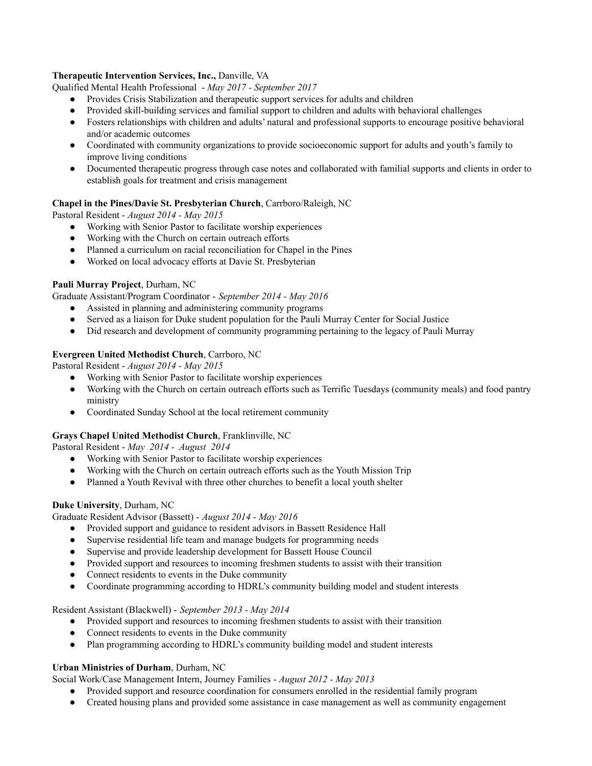**Therapeutic Intervention Services, Inc.,** Danville, VA

Qualified Mental Health Professional - *May 2017 - September 2017*

- Provides Crisis Stabilization and therapeutic support services for adults and children
- Provided skill-building services and familial support to children and adults with behavioral challenges
- Fosters relationships with children and adults' natural and professional supports to encourage positive behavioral and/or academic outcomes
- Coordinated with community organizations to provide socioeconomic support for adults and youth's family to improve living conditions
- Documented therapeutic progress through case notes and collaborated with familial supports and clients in order to establish goals for treatment and crisis management

**Chapel in the Pines/Davie St. Presbyterian Church**, Carrboro/Raleigh, NC

Pastoral Resident - *August 2014 - May 2015*

- Working with Senior Pastor to facilitate worship experiences
- Working with the Church on certain outreach efforts
- Planned a curriculum on racial reconciliation for Chapel in the Pines
- Worked on local advocacy efforts at Davie St. Presbyterian

**Pauli Murray Project**, Durham, NC

Graduate Assistant/Program Coordinator - *September 2014 - May 2016*

- Assisted in planning and administering community programs
- Served as a liaison for Duke student population for the Pauli Murray Center for Social Justice
- Did research and development of community programming pertaining to the legacy of Pauli Murray

**Evergreen United Methodist Church**, Carrboro, NC

Pastoral Resident - *August 2014 - May 2015*

- Working with Senior Pastor to facilitate worship experiences
- Working with the Church on certain outreach efforts such as Terrific Tuesdays (community meals) and food pantry ministry
- Coordinated Sunday School at the local retirement community

**Grays Chapel United Methodist Church**, Franklinville, NC

Pastoral Resident - *May 2014 - August 2014*

- Working with Senior Pastor to facilitate worship experiences
- Working with the Church on certain outreach efforts such as the Youth Mission Trip
- Planned a Youth Revival with three other churches to benefit a local youth shelter

**Duke University**, Durham, NC

Graduate Resident Advisor (Bassett) - *August 2014 - May 2016*

- Provided support and guidance to resident advisors in Bassett Residence Hall
- Supervise residential life team and manage budgets for programming needs
- Supervise and provide leadership development for Bassett House Council
- Provided support and resources to incoming freshmen students to assist with their transition
- Connect residents to events in the Duke community
- Coordinate programming according to HDRL's community building model and student interests

Resident Assistant (Blackwell) - *September 2013 - May 2014*

- Provided support and resources to incoming freshmen students to assist with their transition
- Connect residents to events in the Duke community
- Plan programming according to HDRL's community building model and student interests

**Urban Ministries of Durham**, Durham, NC

Social Work/Case Management Intern, Journey Families - *August 2012 - May 2013*

- Provided support and resource coordination for consumers enrolled in the residential family program
- Created housing plans and provided some assistance in case management as well as community engagement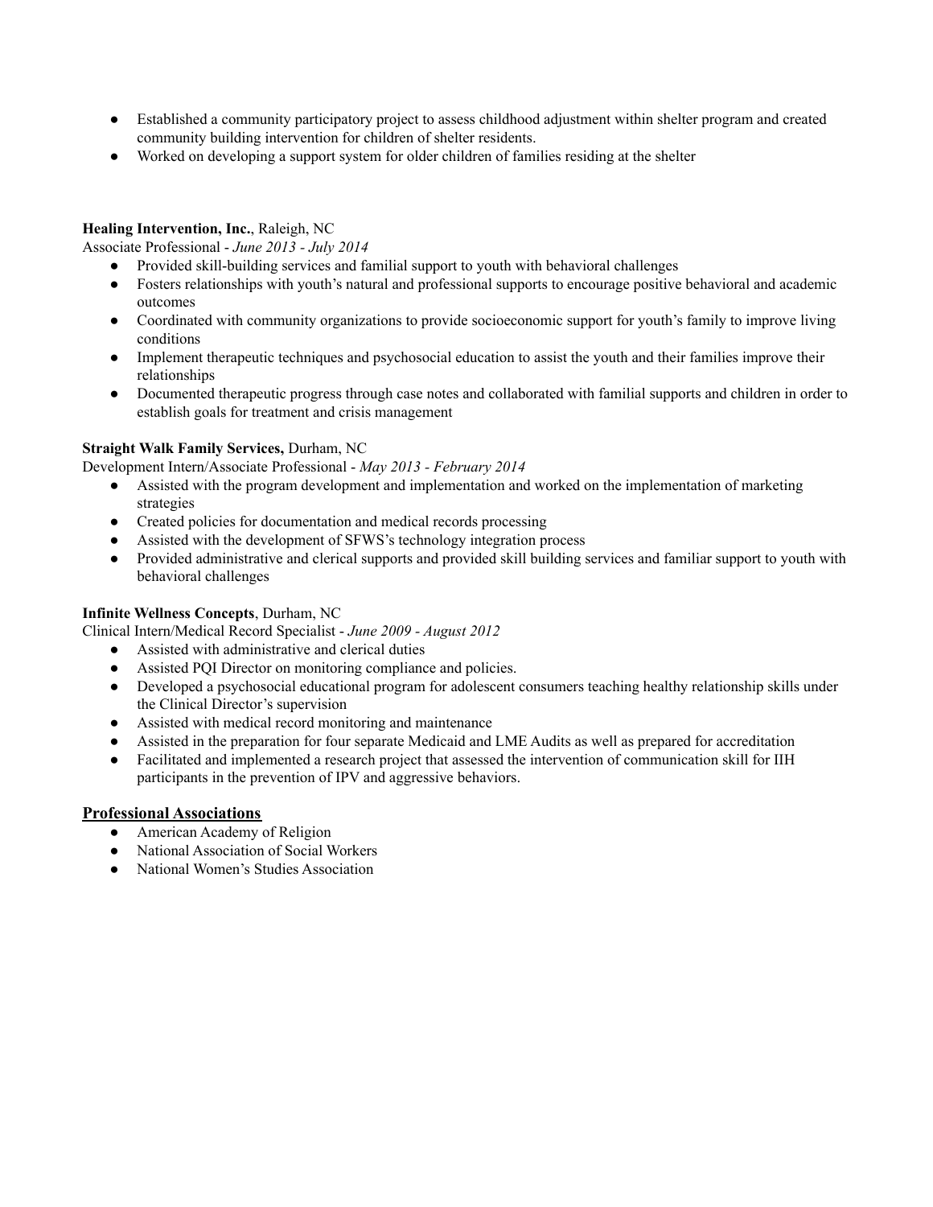- Established a community participatory project to assess childhood adjustment within shelter program and created community building intervention for children of shelter residents.
- Worked on developing a support system for older children of families residing at the shelter

**Healing Intervention, Inc.**, Raleigh, NC
Associate Professional - *June 2013 - July 2014*

- Provided skill-building services and familial support to youth with behavioral challenges
- Fosters relationships with youth's natural and professional supports to encourage positive behavioral and academic outcomes
- Coordinated with community organizations to provide socioeconomic support for youth's family to improve living conditions
- Implement therapeutic techniques and psychosocial education to assist the youth and their families improve their relationships
- Documented therapeutic progress through case notes and collaborated with familial supports and children in order to establish goals for treatment and crisis management

**Straight Walk Family Services,** Durham, NC
Development Intern/Associate Professional - *May 2013 - February 2014*

- Assisted with the program development and implementation and worked on the implementation of marketing strategies
- Created policies for documentation and medical records processing
- Assisted with the development of SFWS's technology integration process
- Provided administrative and clerical supports and provided skill building services and familiar support to youth with behavioral challenges

**Infinite Wellness Concepts**, Durham, NC
Clinical Intern/Medical Record Specialist - *June 2009 - August 2012*

- Assisted with administrative and clerical duties
- Assisted PQI Director on monitoring compliance and policies.
- Developed a psychosocial educational program for adolescent consumers teaching healthy relationship skills under the Clinical Director's supervision
- Assisted with medical record monitoring and maintenance
- Assisted in the preparation for four separate Medicaid and LME Audits as well as prepared for accreditation
- Facilitated and implemented a research project that assessed the intervention of communication skill for IIH participants in the prevention of IPV and aggressive behaviors.

## Professional Associations

- American Academy of Religion
- National Association of Social Workers
- National Women's Studies Association